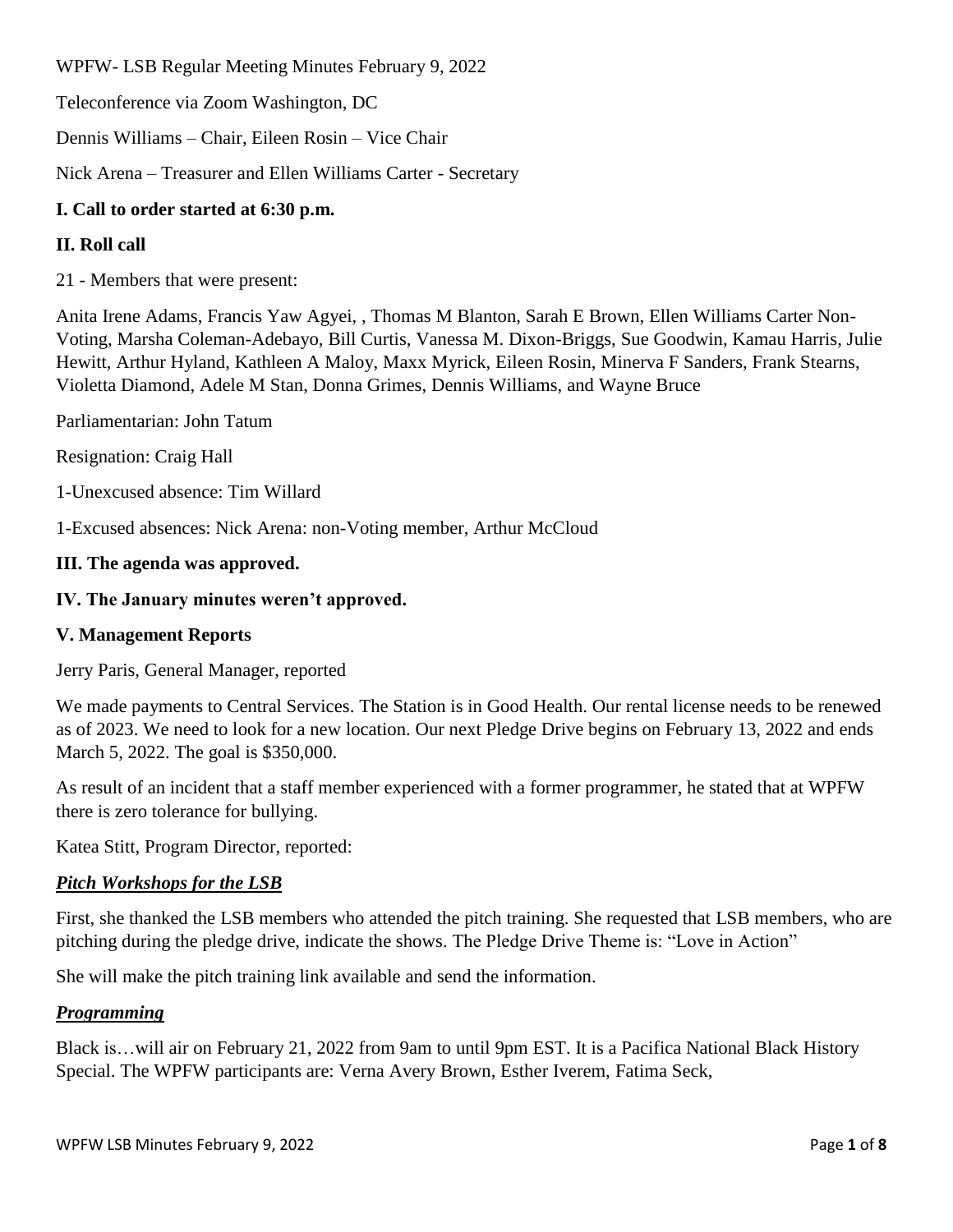WPFW- LSB Regular Meeting Minutes February 9, 2022

Teleconference via Zoom Washington, DC

Dennis Williams – Chair, Eileen Rosin – Vice Chair

Nick Arena – Treasurer and Ellen Williams Carter - Secretary

**I. Call to order started at 6:30 p.m.**

**II. Roll call**

21 - Members that were present:

Anita Irene Adams, Francis Yaw Agyei, , Thomas M Blanton, Sarah E Brown, Ellen Williams Carter Non-Voting, Marsha Coleman-Adebayo, Bill Curtis, Vanessa M. Dixon-Briggs, Sue Goodwin, Kamau Harris, Julie Hewitt, Arthur Hyland, Kathleen A Maloy, Maxx Myrick, Eileen Rosin, Minerva F Sanders, Frank Stearns, Violetta Diamond, Adele M Stan, Donna Grimes, Dennis Williams, and Wayne Bruce

Parliamentarian: John Tatum

Resignation: Craig Hall

1-Unexcused absence: Tim Willard

1-Excused absences: Nick Arena: non-Voting member, Arthur McCloud

**III. The agenda was approved.**

**IV. The January minutes weren't approved.**

**V. Management Reports**

Jerry Paris, General Manager, reported

We made payments to Central Services. The Station is in Good Health. Our rental license needs to be renewed as of 2023. We need to look for a new location. Our next Pledge Drive begins on February 13, 2022 and ends March 5, 2022. The goal is $350,000.

As result of an incident that a staff member experienced with a former programmer, he stated that at WPFW there is zero tolerance for bullying.

Katea Stitt, Program Director, reported:

***Pitch Workshops for the LSB***

First, she thanked the LSB members who attended the pitch training. She requested that LSB members, who are pitching during the pledge drive, indicate the shows. The Pledge Drive Theme is: "Love in Action"

She will make the pitch training link available and send the information.

***Programming***

Black is…will air on February 21, 2022 from 9am to until 9pm EST. It is a Pacifica National Black History Special. The WPFW participants are: Verna Avery Brown, Esther Iverem, Fatima Seck,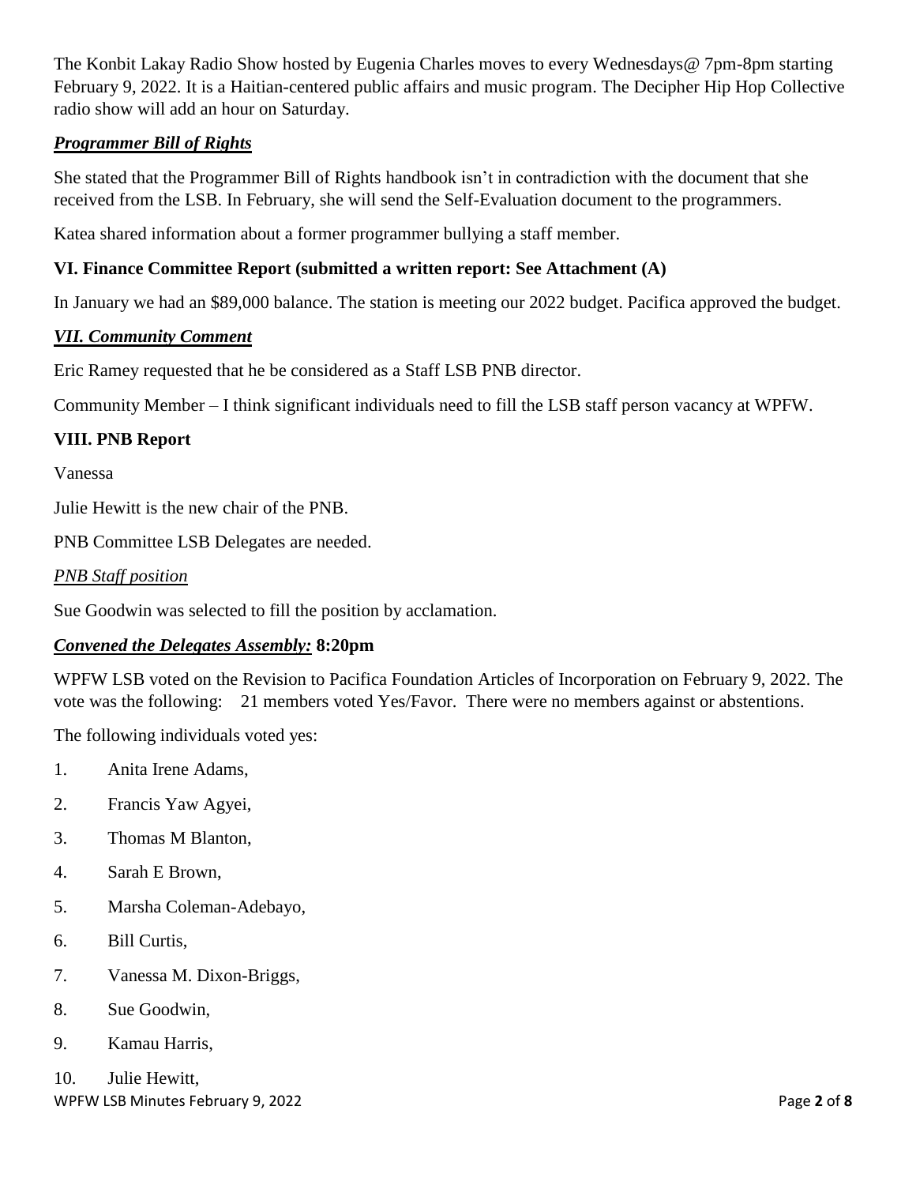The Konbit Lakay Radio Show hosted by Eugenia Charles moves to every Wednesdays@ 7pm-8pm starting February 9, 2022. It is a Haitian-centered public affairs and music program. The Decipher Hip Hop Collective radio show will add an hour on Saturday.

***Programmer Bill of Rights***

She stated that the Programmer Bill of Rights handbook isn't in contradiction with the document that she received from the LSB. In February, she will send the Self-Evaluation document to the programmers.

Katea shared information about a former programmer bullying a staff member.

**VI. Finance Committee Report (submitted a written report: See Attachment (A)**

In January we had an $89,000 balance. The station is meeting our 2022 budget. Pacifica approved the budget.

***VII. Community Comment***

Eric Ramey requested that he be considered as a Staff LSB PNB director.

Community Member – I think significant individuals need to fill the LSB staff person vacancy at WPFW.

**VIII. PNB Report**

Vanessa

Julie Hewitt is the new chair of the PNB.

PNB Committee LSB Delegates are needed.

*PNB Staff position*

Sue Goodwin was selected to fill the position by acclamation.

***Convened the Delegates Assembly:*** **8:20pm**

WPFW LSB voted on the Revision to Pacifica Foundation Articles of Incorporation on February 9, 2022. The vote was the following: 21 members voted Yes/Favor. There were no members against or abstentions.

The following individuals voted yes:

1. Anita Irene Adams,
2. Francis Yaw Agyei,
3. Thomas M Blanton,
4. Sarah E Brown,
5. Marsha Coleman-Adebayo,
6. Bill Curtis,
7. Vanessa M. Dixon-Briggs,
8. Sue Goodwin,
9. Kamau Harris,
10. Julie Hewitt,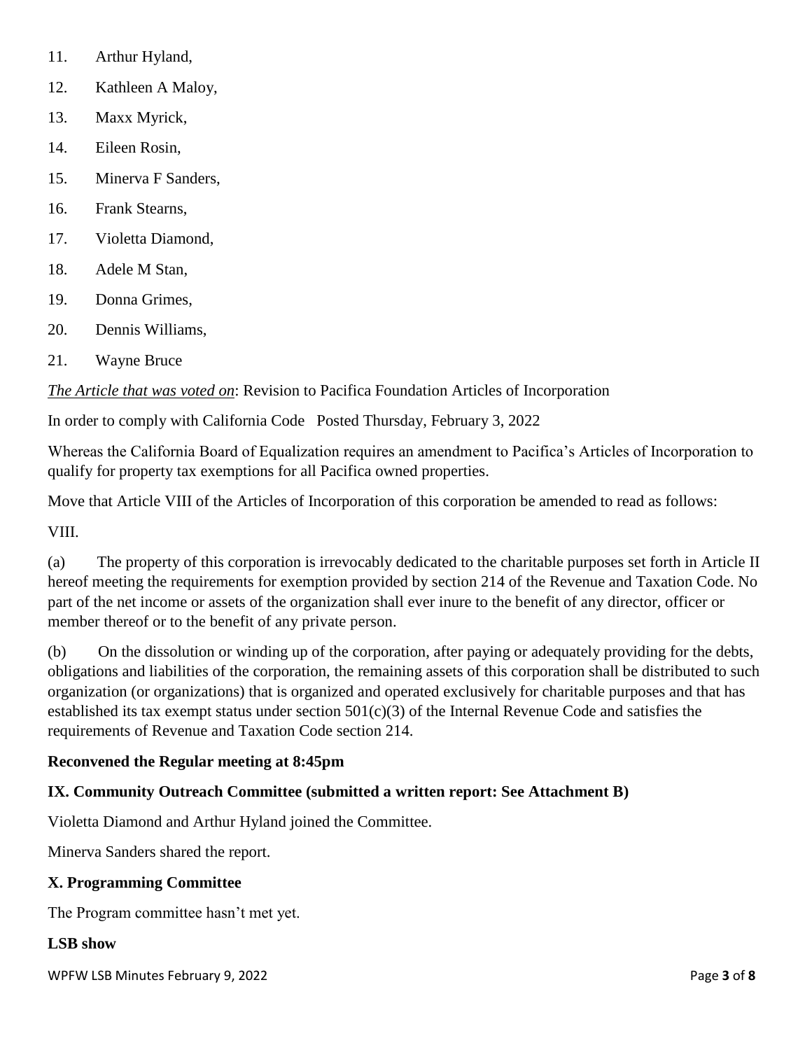11. Arthur Hyland,
12. Kathleen A Maloy,
13. Maxx Myrick,
14. Eileen Rosin,
15. Minerva F Sanders,
16. Frank Stearns,
17. Violetta Diamond,
18. Adele M Stan,
19. Donna Grimes,
20. Dennis Williams,
21. Wayne Bruce

*The Article that was voted on*: Revision to Pacifica Foundation Articles of Incorporation

In order to comply with California Code Posted Thursday, February 3, 2022

Whereas the California Board of Equalization requires an amendment to Pacifica's Articles of Incorporation to qualify for property tax exemptions for all Pacifica owned properties.

Move that Article VIII of the Articles of Incorporation of this corporation be amended to read as follows:

VIII.

(a) The property of this corporation is irrevocably dedicated to the charitable purposes set forth in Article II hereof meeting the requirements for exemption provided by section 214 of the Revenue and Taxation Code. No part of the net income or assets of the organization shall ever inure to the benefit of any director, officer or member thereof or to the benefit of any private person.

(b) On the dissolution or winding up of the corporation, after paying or adequately providing for the debts, obligations and liabilities of the corporation, the remaining assets of this corporation shall be distributed to such organization (or organizations) that is organized and operated exclusively for charitable purposes and that has established its tax exempt status under section 501(c)(3) of the Internal Revenue Code and satisfies the requirements of Revenue and Taxation Code section 214.

**Reconvened the Regular meeting at 8:45pm**

### IX. Community Outreach Committee (submitted a written report: See Attachment B)

Violetta Diamond and Arthur Hyland joined the Committee.

Minerva Sanders shared the report.

### X. Programming Committee

The Program committee hasn't met yet.

**LSB show**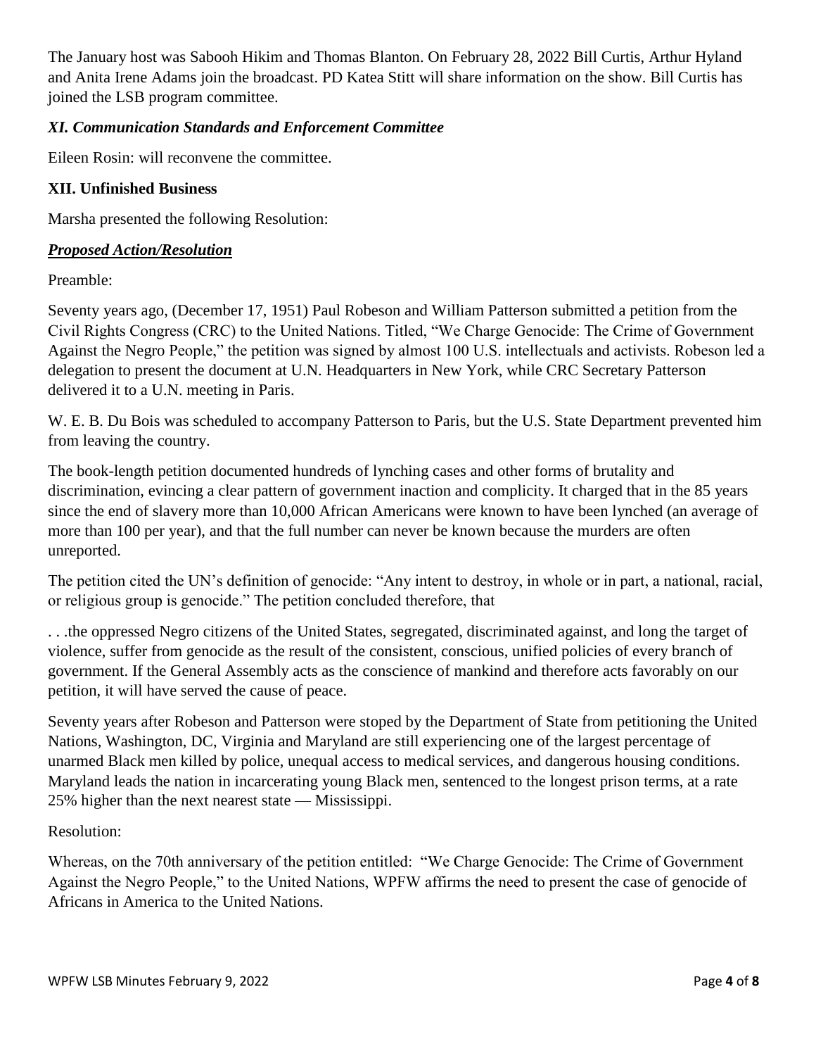The January host was Sabooh Hikim and Thomas Blanton. On February 28, 2022 Bill Curtis, Arthur Hyland and Anita Irene Adams join the broadcast. PD Katea Stitt will share information on the show. Bill Curtis has joined the LSB program committee.

### *XI. Communication Standards and Enforcement Committee*

Eileen Rosin: will reconvene the committee.

### XII. Unfinished Business

Marsha presented the following Resolution:

***Proposed Action/Resolution***

Preamble:

Seventy years ago, (December 17, 1951) Paul Robeson and William Patterson submitted a petition from the Civil Rights Congress (CRC) to the United Nations. Titled, "We Charge Genocide: The Crime of Government Against the Negro People," the petition was signed by almost 100 U.S. intellectuals and activists. Robeson led a delegation to present the document at U.N. Headquarters in New York, while CRC Secretary Patterson delivered it to a U.N. meeting in Paris.

W. E. B. Du Bois was scheduled to accompany Patterson to Paris, but the U.S. State Department prevented him from leaving the country.

The book-length petition documented hundreds of lynching cases and other forms of brutality and discrimination, evincing a clear pattern of government inaction and complicity. It charged that in the 85 years since the end of slavery more than 10,000 African Americans were known to have been lynched (an average of more than 100 per year), and that the full number can never be known because the murders are often unreported.

The petition cited the UN's definition of genocide: "Any intent to destroy, in whole or in part, a national, racial, or religious group is genocide." The petition concluded therefore, that

. . .the oppressed Negro citizens of the United States, segregated, discriminated against, and long the target of violence, suffer from genocide as the result of the consistent, conscious, unified policies of every branch of government. If the General Assembly acts as the conscience of mankind and therefore acts favorably on our petition, it will have served the cause of peace.

Seventy years after Robeson and Patterson were stoped by the Department of State from petitioning the United Nations, Washington, DC, Virginia and Maryland are still experiencing one of the largest percentage of unarmed Black men killed by police, unequal access to medical services, and dangerous housing conditions. Maryland leads the nation in incarcerating young Black men, sentenced to the longest prison terms, at a rate 25% higher than the next nearest state — Mississippi.

Resolution:

Whereas, on the 70th anniversary of the petition entitled: "We Charge Genocide: The Crime of Government Against the Negro People," to the United Nations, WPFW affirms the need to present the case of genocide of Africans in America to the United Nations.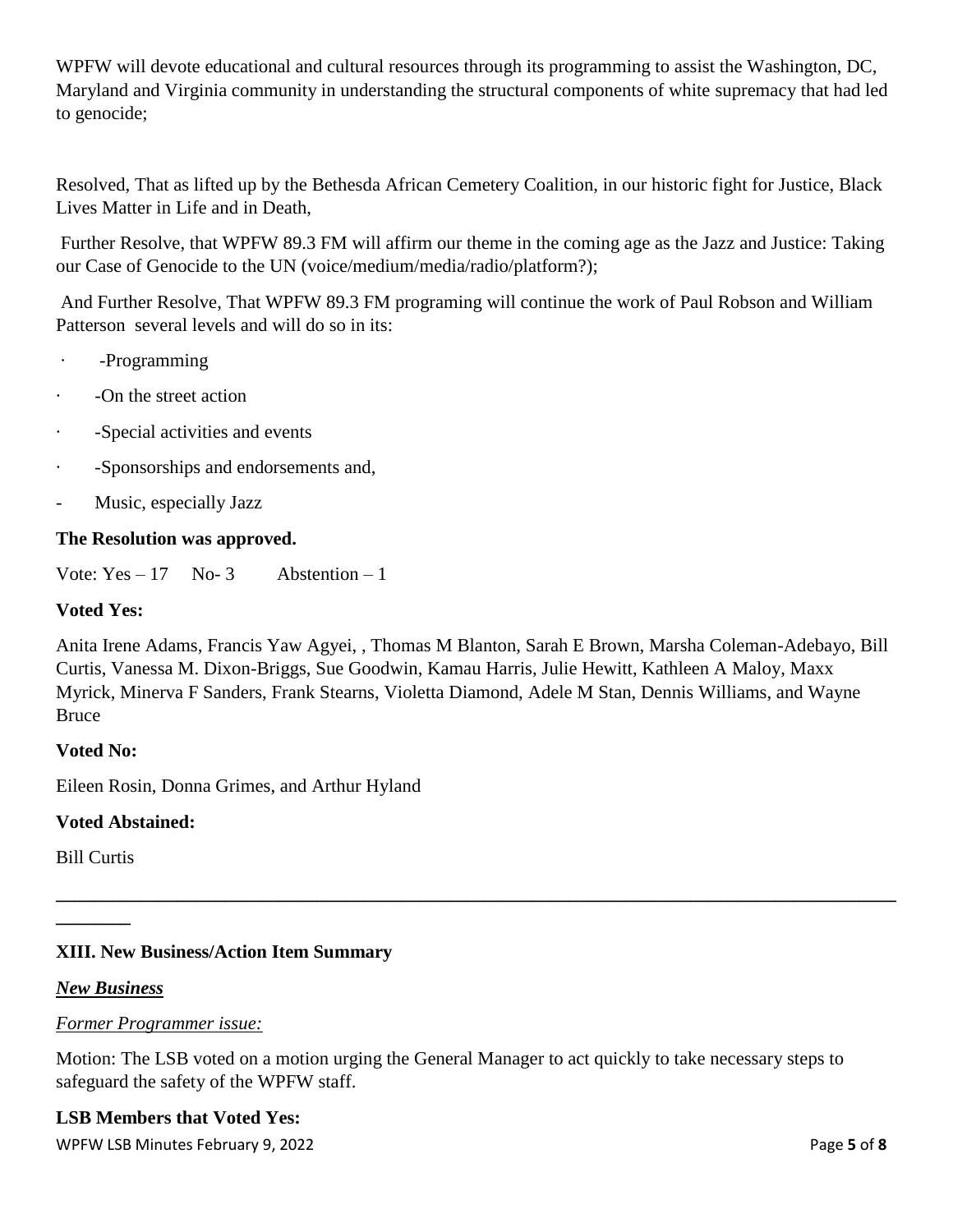WPFW will devote educational and cultural resources through its programming to assist the Washington, DC, Maryland and Virginia community in understanding the structural components of white supremacy that had led to genocide;

Resolved, That as lifted up by the Bethesda African Cemetery Coalition, in our historic fight for Justice, Black Lives Matter in Life and in Death,

Further Resolve, that WPFW 89.3 FM will affirm our theme in the coming age as the Jazz and Justice: Taking our Case of Genocide to the UN (voice/medium/media/radio/platform?);

And Further Resolve, That WPFW 89.3 FM programing will continue the work of Paul Robson and William Patterson several levels and will do so in its:

- -Programming
- -On the street action
- -Special activities and events
- -Sponsorships and endorsements and,
- Music, especially Jazz

**The Resolution was approved.**

Vote: Yes – 17 No- 3 Abstention – 1

**Voted Yes:**

Anita Irene Adams, Francis Yaw Agyei, , Thomas M Blanton, Sarah E Brown, Marsha Coleman-Adebayo, Bill Curtis, Vanessa M. Dixon-Briggs, Sue Goodwin, Kamau Harris, Julie Hewitt, Kathleen A Maloy, Maxx Myrick, Minerva F Sanders, Frank Stearns, Violetta Diamond, Adele M Stan, Dennis Williams, and Wayne Bruce

**Voted No:**

Eileen Rosin, Donna Grimes, and Arthur Hyland

**Voted Abstained:**

Bill Curtis

---

**XIII. New Business/Action Item Summary**

***New Business***

*Former Programmer issue:*

Motion: The LSB voted on a motion urging the General Manager to act quickly to take necessary steps to safeguard the safety of the WPFW staff.

**LSB Members that Voted Yes:**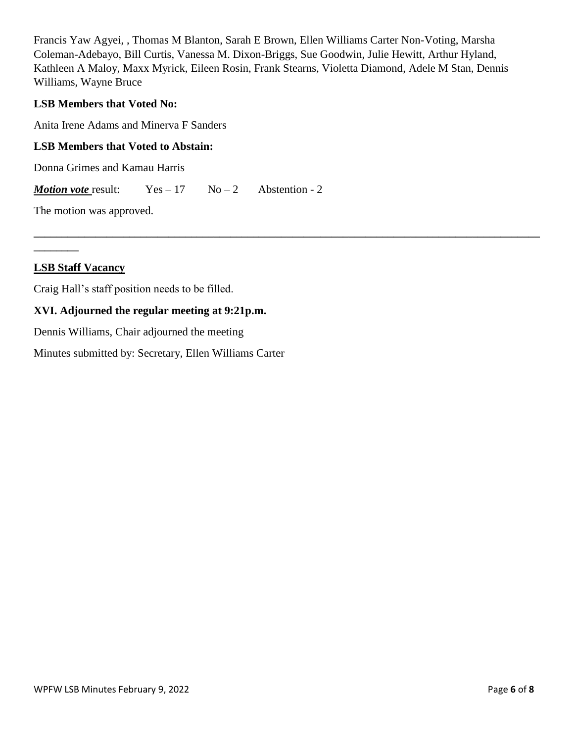Francis Yaw Agyei, , Thomas M Blanton, Sarah E Brown, Ellen Williams Carter Non-Voting, Marsha Coleman-Adebayo, Bill Curtis, Vanessa M. Dixon-Briggs, Sue Goodwin, Julie Hewitt, Arthur Hyland, Kathleen A Maloy, Maxx Myrick, Eileen Rosin, Frank Stearns, Violetta Diamond, Adele M Stan, Dennis Williams, Wayne Bruce

**LSB Members that Voted No:**

Anita Irene Adams and Minerva F Sanders

**LSB Members that Voted to Abstain:**

Donna Grimes and Kamau Harris

***Motion vote*** result: Yes – 17 No – 2 Abstention - 2

The motion was approved.

---

**LSB Staff Vacancy**

Craig Hall's staff position needs to be filled.

**XVI. Adjourned the regular meeting at 9:21p.m.**

Dennis Williams, Chair adjourned the meeting

Minutes submitted by: Secretary, Ellen Williams Carter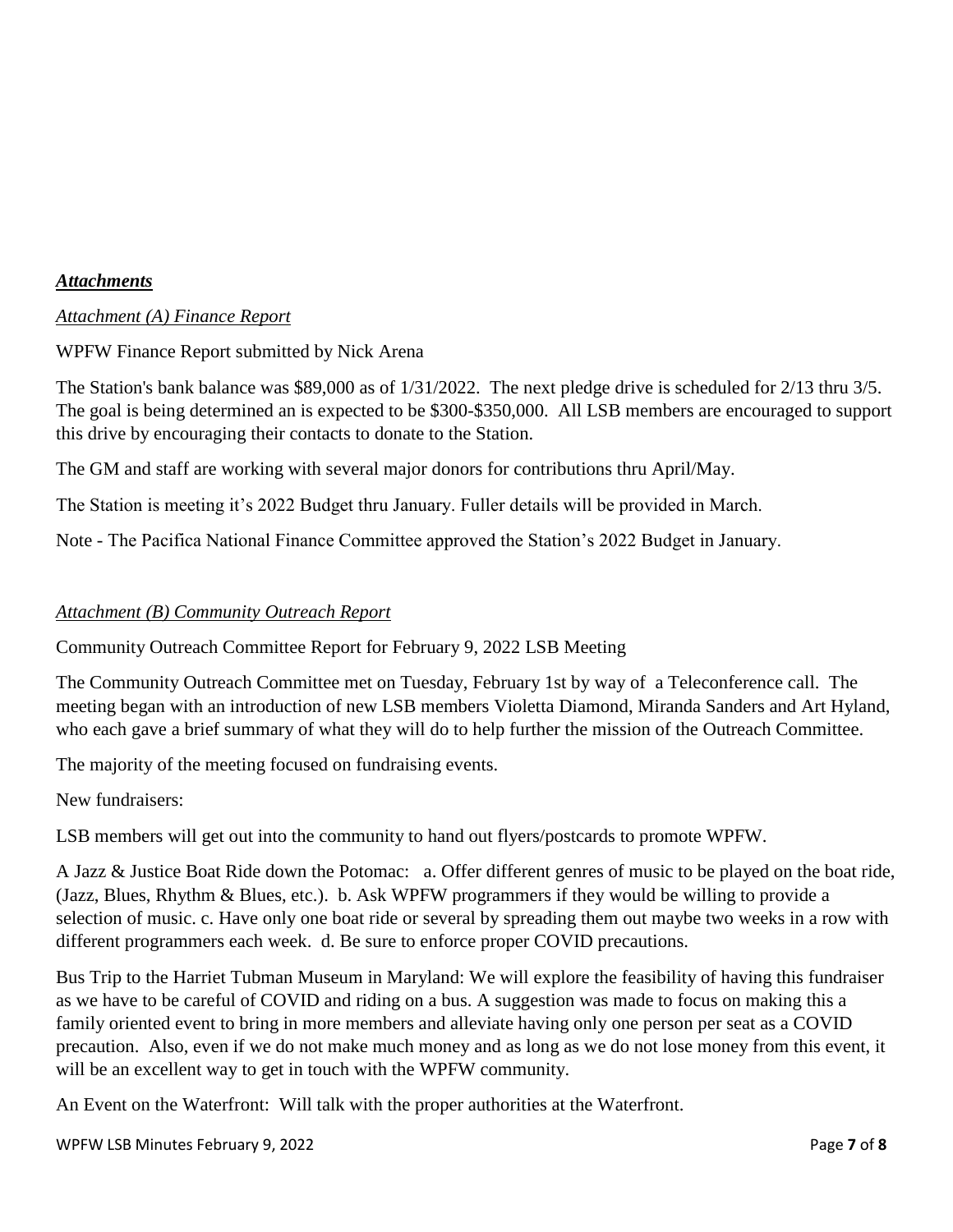***Attachments***

*Attachment (A) Finance Report*

WPFW Finance Report submitted by Nick Arena

The Station's bank balance was $89,000 as of 1/31/2022. The next pledge drive is scheduled for 2/13 thru 3/5. The goal is being determined an is expected to be $300-$350,000. All LSB members are encouraged to support this drive by encouraging their contacts to donate to the Station.

The GM and staff are working with several major donors for contributions thru April/May.

The Station is meeting it's 2022 Budget thru January. Fuller details will be provided in March.

Note - The Pacifica National Finance Committee approved the Station's 2022 Budget in January.

*Attachment (B) Community Outreach Report*

Community Outreach Committee Report for February 9, 2022 LSB Meeting

The Community Outreach Committee met on Tuesday, February 1st by way of a Teleconference call. The meeting began with an introduction of new LSB members Violetta Diamond, Miranda Sanders and Art Hyland, who each gave a brief summary of what they will do to help further the mission of the Outreach Committee.

The majority of the meeting focused on fundraising events.

New fundraisers:

LSB members will get out into the community to hand out flyers/postcards to promote WPFW.

A Jazz & Justice Boat Ride down the Potomac: a. Offer different genres of music to be played on the boat ride, (Jazz, Blues, Rhythm & Blues, etc.). b. Ask WPFW programmers if they would be willing to provide a selection of music. c. Have only one boat ride or several by spreading them out maybe two weeks in a row with different programmers each week. d. Be sure to enforce proper COVID precautions.

Bus Trip to the Harriet Tubman Museum in Maryland: We will explore the feasibility of having this fundraiser as we have to be careful of COVID and riding on a bus. A suggestion was made to focus on making this a family oriented event to bring in more members and alleviate having only one person per seat as a COVID precaution. Also, even if we do not make much money and as long as we do not lose money from this event, it will be an excellent way to get in touch with the WPFW community.

An Event on the Waterfront: Will talk with the proper authorities at the Waterfront.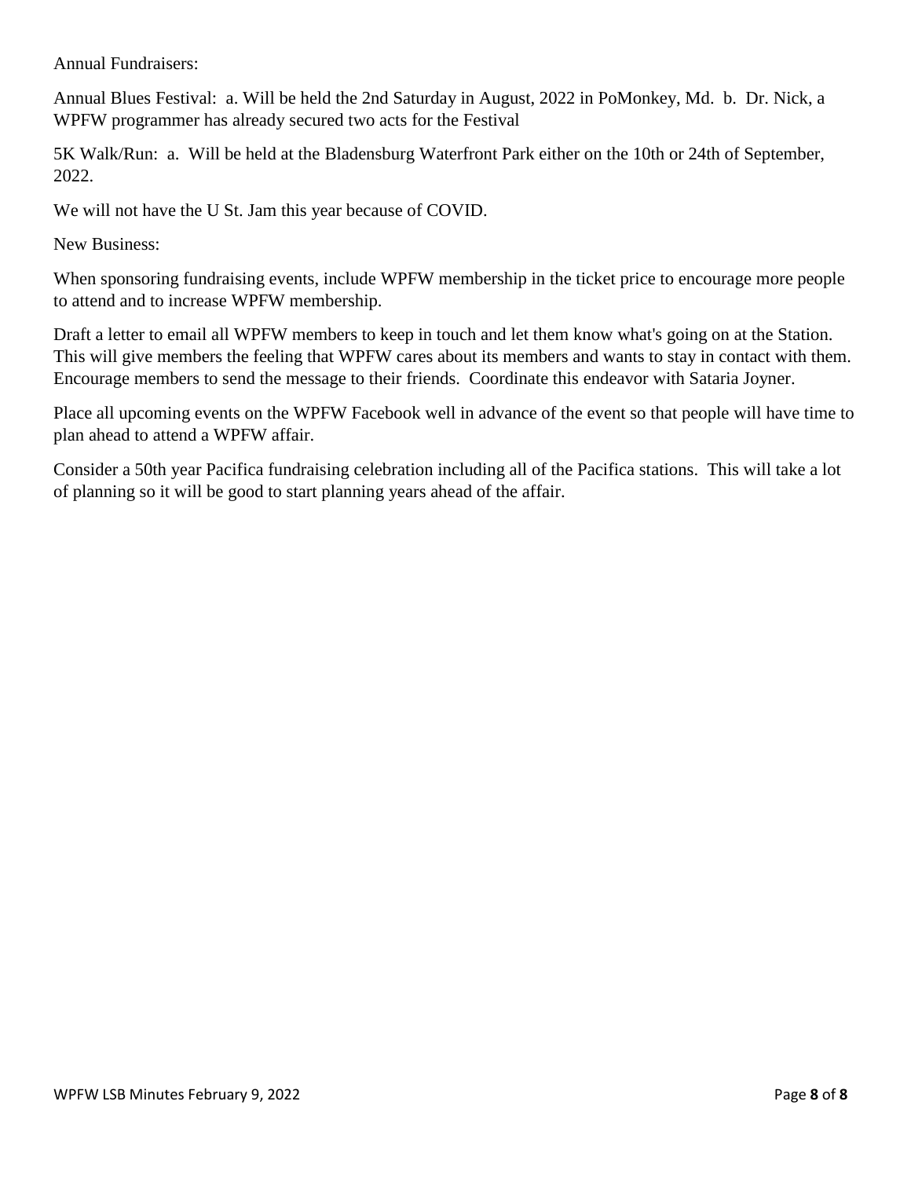Annual Fundraisers:

Annual Blues Festival: a. Will be held the 2nd Saturday in August, 2022 in PoMonkey, Md. b. Dr. Nick, a WPFW programmer has already secured two acts for the Festival

5K Walk/Run: a. Will be held at the Bladensburg Waterfront Park either on the 10th or 24th of September, 2022.

We will not have the U St. Jam this year because of COVID.

New Business:

When sponsoring fundraising events, include WPFW membership in the ticket price to encourage more people to attend and to increase WPFW membership.

Draft a letter to email all WPFW members to keep in touch and let them know what's going on at the Station. This will give members the feeling that WPFW cares about its members and wants to stay in contact with them. Encourage members to send the message to their friends. Coordinate this endeavor with Sataria Joyner.

Place all upcoming events on the WPFW Facebook well in advance of the event so that people will have time to plan ahead to attend a WPFW affair.

Consider a 50th year Pacifica fundraising celebration including all of the Pacifica stations. This will take a lot of planning so it will be good to start planning years ahead of the affair.